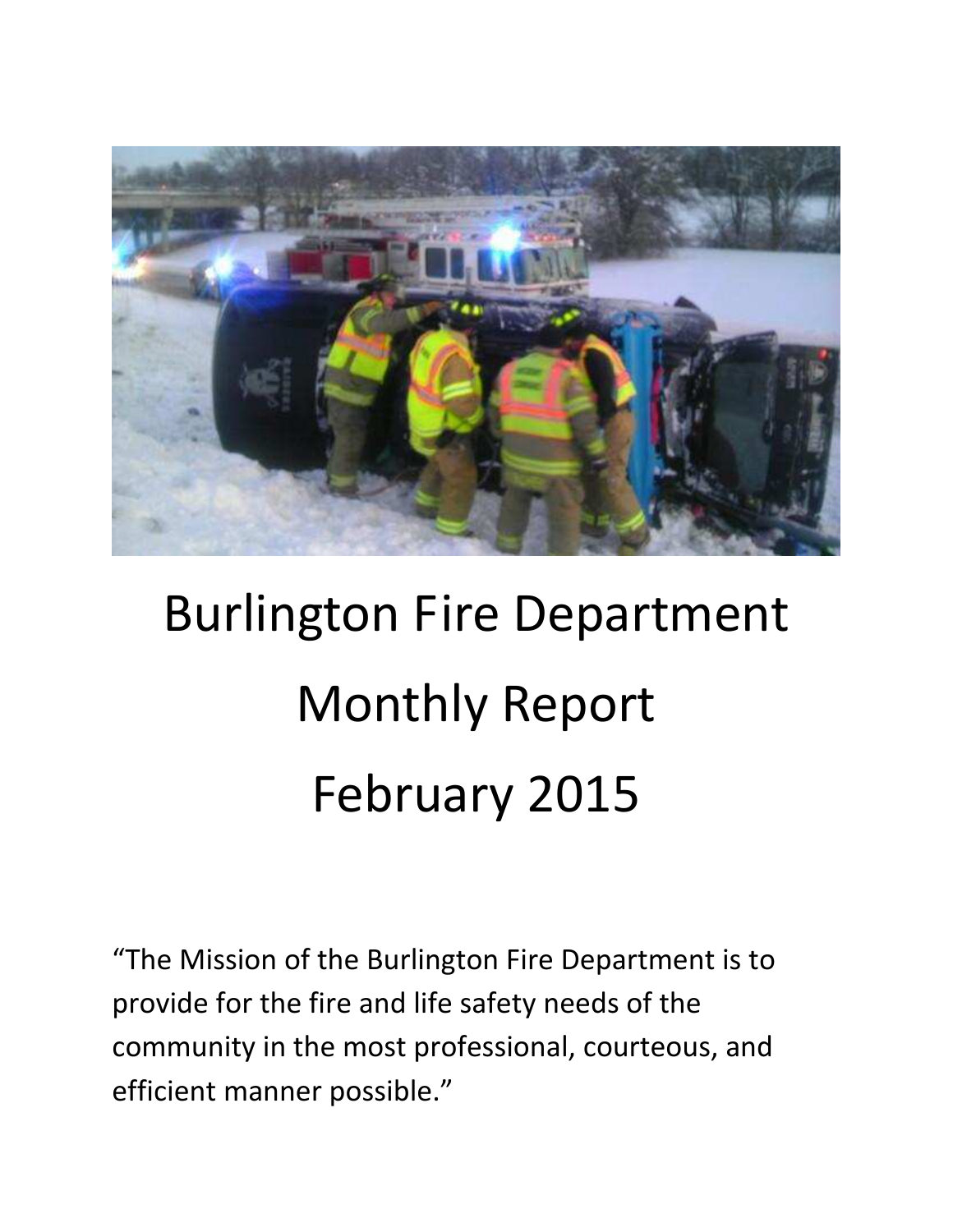# Burlington Fire Department

# Monthly Report

# February 2015

"The Mission of the Burlington Fire Department is to provide for the fire and life safety needs of the community in the most professional, courteous, and efficient manner possible."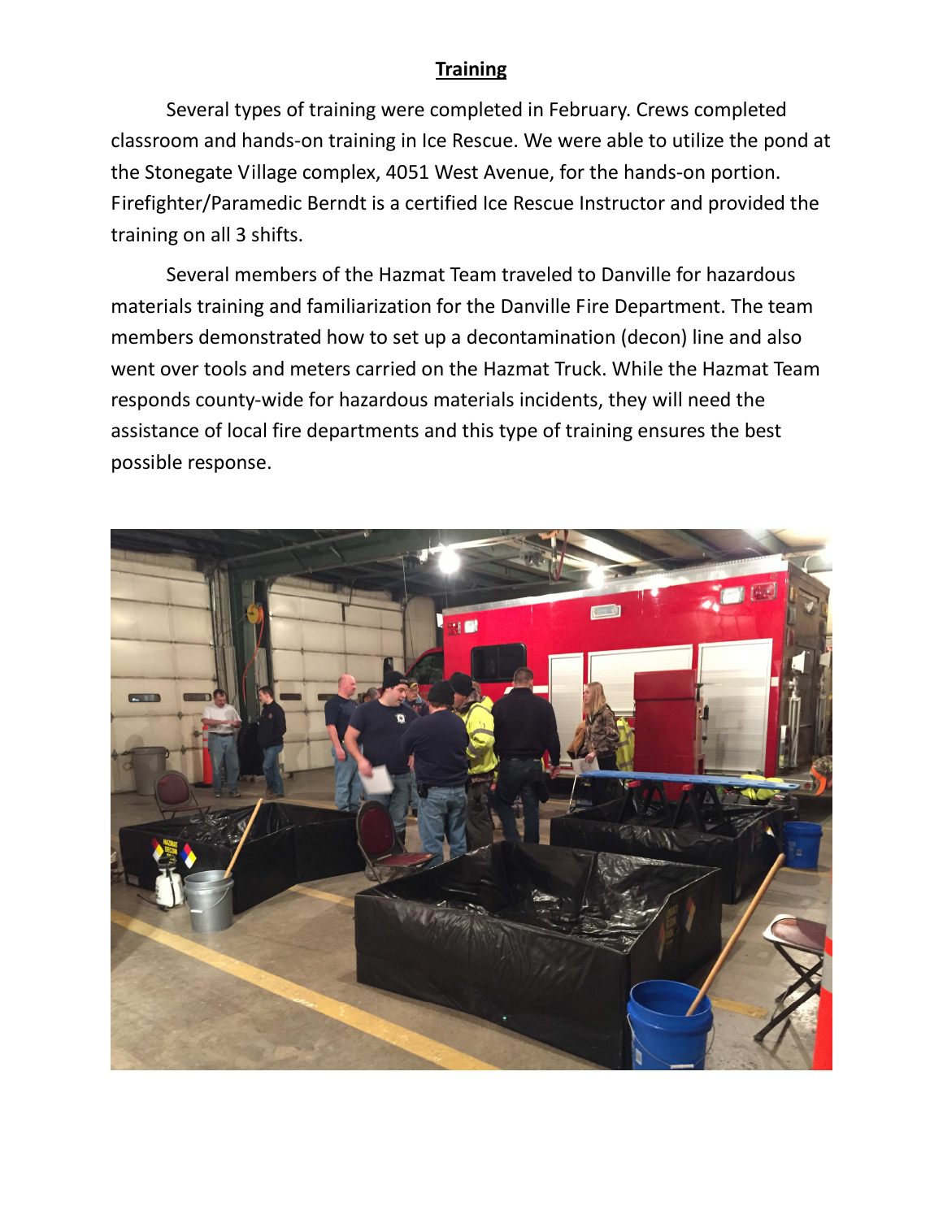## Training

Several types of training were completed in February. Crews completed classroom and hands-on training in Ice Rescue. We were able to utilize the pond at the Stonegate Village complex, 4051 West Avenue, for the hands-on portion. Firefighter/Paramedic Berndt is a certified Ice Rescue Instructor and provided the training on all 3 shifts.

Several members of the Hazmat Team traveled to Danville for hazardous materials training and familiarization for the Danville Fire Department. The team members demonstrated how to set up a decontamination (decon) line and also went over tools and meters carried on the Hazmat Truck. While the Hazmat Team responds county-wide for hazardous materials incidents, they will need the assistance of local fire departments and this type of training ensures the best possible response.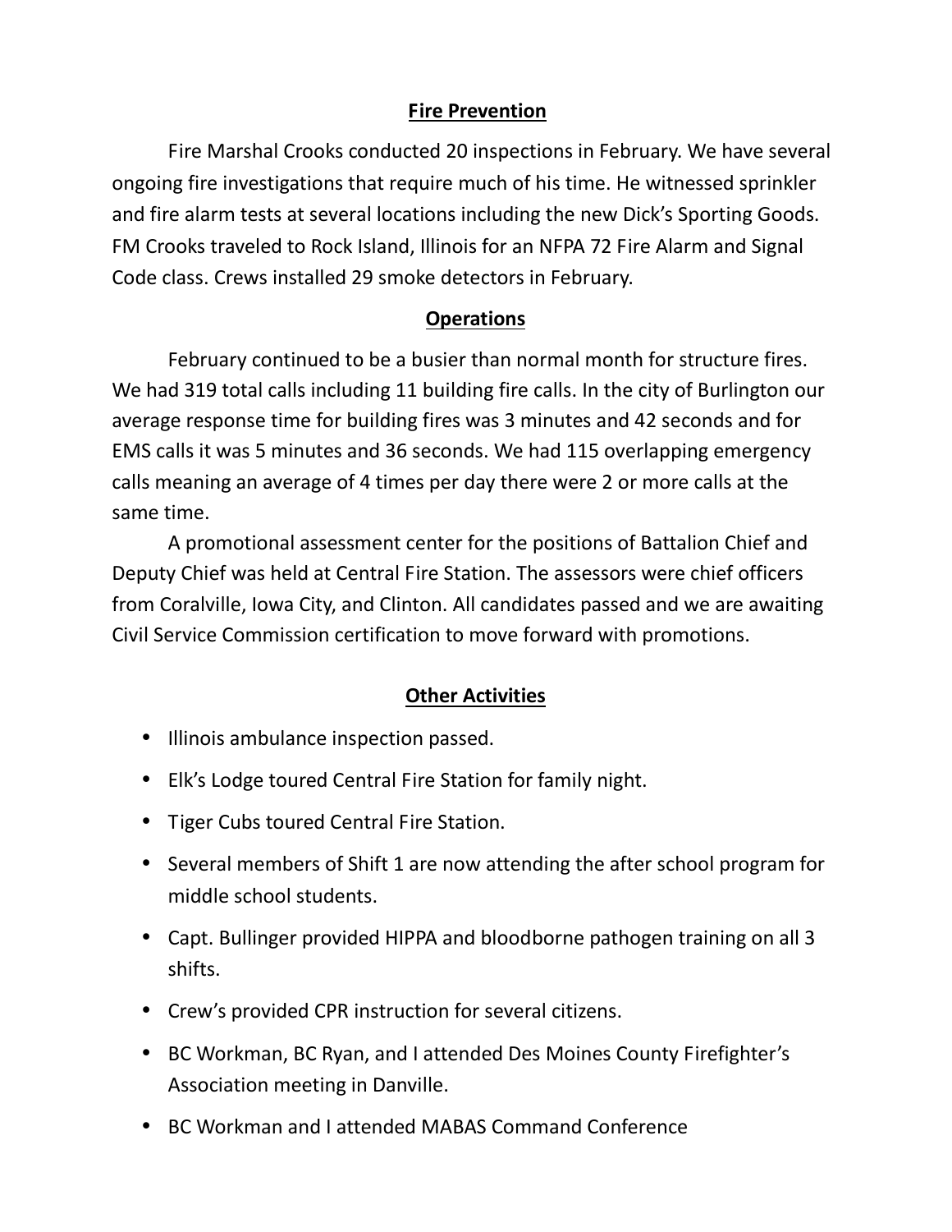## Fire Prevention

Fire Marshal Crooks conducted 20 inspections in February. We have several ongoing fire investigations that require much of his time. He witnessed sprinkler and fire alarm tests at several locations including the new Dick's Sporting Goods. FM Crooks traveled to Rock Island, Illinois for an NFPA 72 Fire Alarm and Signal Code class. Crews installed 29 smoke detectors in February.

## Operations

February continued to be a busier than normal month for structure fires. We had 319 total calls including 11 building fire calls. In the city of Burlington our average response time for building fires was 3 minutes and 42 seconds and for EMS calls it was 5 minutes and 36 seconds. We had 115 overlapping emergency calls meaning an average of 4 times per day there were 2 or more calls at the same time.

A promotional assessment center for the positions of Battalion Chief and Deputy Chief was held at Central Fire Station. The assessors were chief officers from Coralville, Iowa City, and Clinton. All candidates passed and we are awaiting Civil Service Commission certification to move forward with promotions.

## Other Activities

- Illinois ambulance inspection passed.
- Elk's Lodge toured Central Fire Station for family night.
- Tiger Cubs toured Central Fire Station.
- Several members of Shift 1 are now attending the after school program for middle school students.
- Capt. Bullinger provided HIPPA and bloodborne pathogen training on all 3 shifts.
- Crew's provided CPR instruction for several citizens.
- BC Workman, BC Ryan, and I attended Des Moines County Firefighter's Association meeting in Danville.
- BC Workman and I attended MABAS Command Conference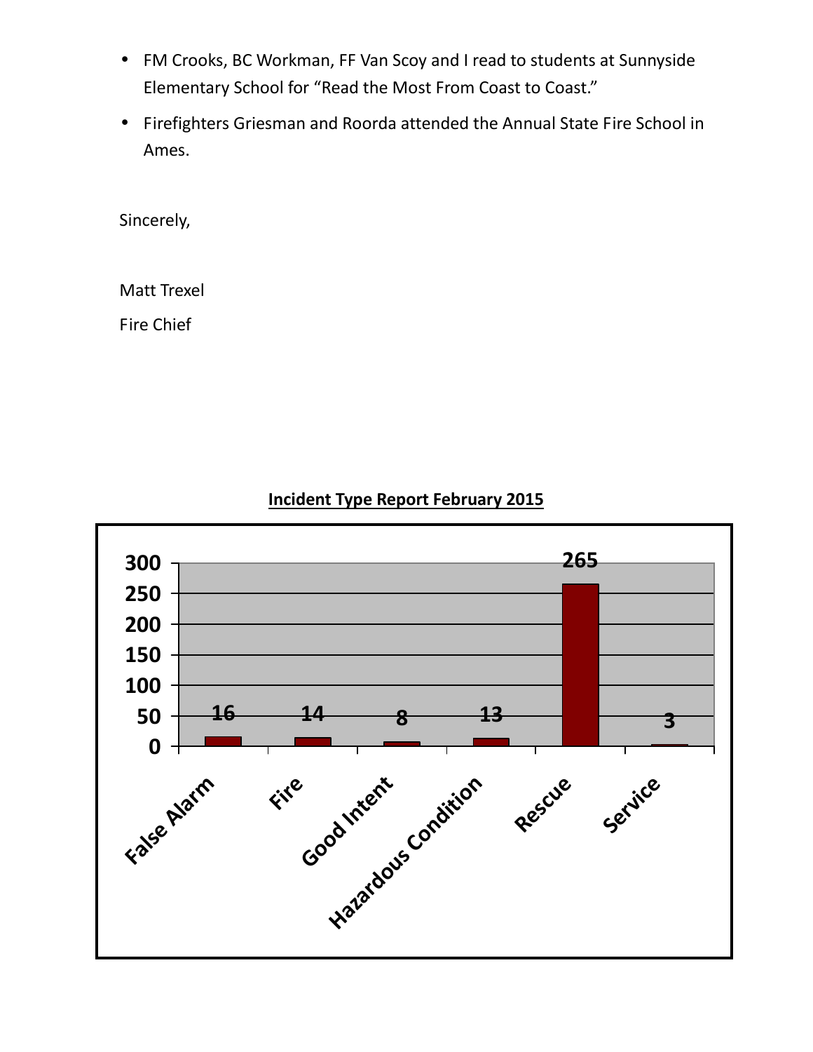- FM Crooks, BC Workman, FF Van Scoy and I read to students at Sunnyside Elementary School for "Read the Most From Coast to Coast."
- Firefighters Griesman and Roorda attended the Annual State Fire School in Ames.

Sincerely,

Matt Trexel

Fire Chief

**Incident Type Report February 2015**

300
250
200
150
100
50
0

16
14
8
13
265
3

False Alarm
Fire
Good Intent
Hazardous Condition
Rescue
Service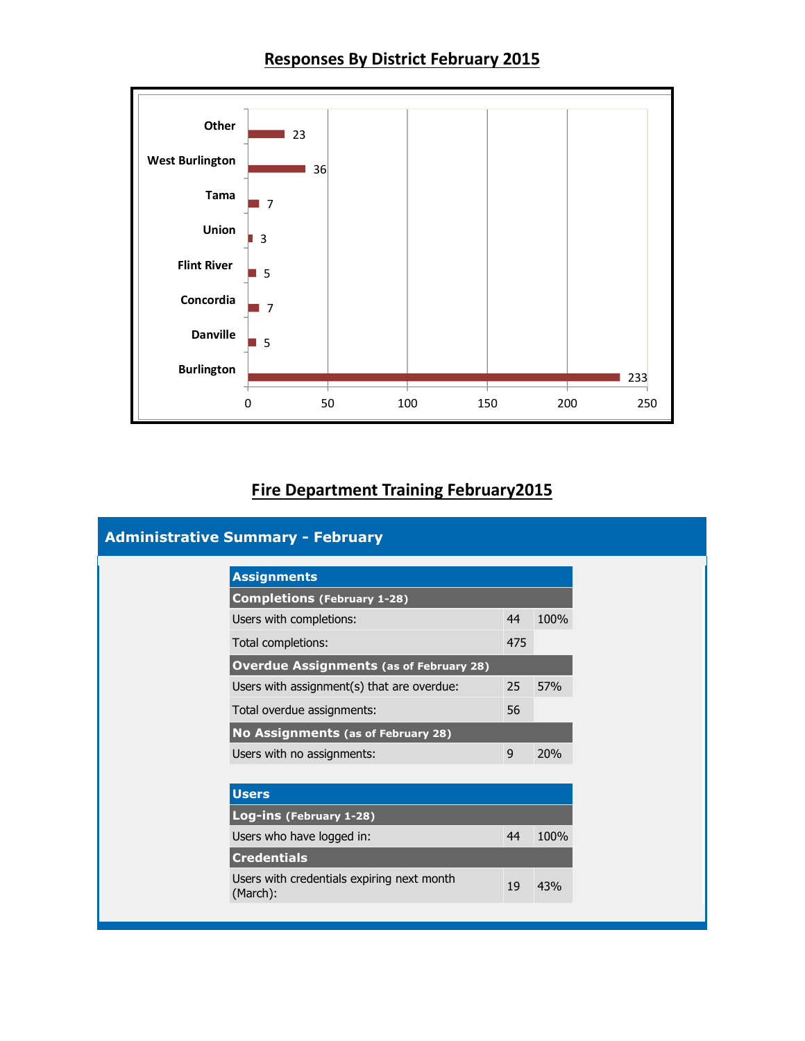## Responses By District February 2015

Other 23
West Burlington 36
Tama 7
Union 3
Flint River 5
Concordia 7
Danville 5
Burlington 233

0 50 100 150 200 250

## Fire Department Training February2015

### Administrative Summary - February

| | | |
|---|---|---|
| **Assignments** | | |
| **Completions** (February 1-28) | | |
| Users with completions: | 44 | 100% |
| Total completions: | 475 | |
| **Overdue Assignments** (as of February 28) | | |
| Users with assignment(s) that are overdue: | 25 | 57% |
| Total overdue assignments: | 56 | |
| **No Assignments** (as of February 28) | | |
| Users with no assignments: | 9 | 20% |

| | | |
|---|---|---|
| **Users** | | |
| **Log-ins** (February 1-28) | | |
| Users who have logged in: | 44 | 100% |
| **Credentials** | | |
| Users with credentials expiring next month (March): | 19 | 43% |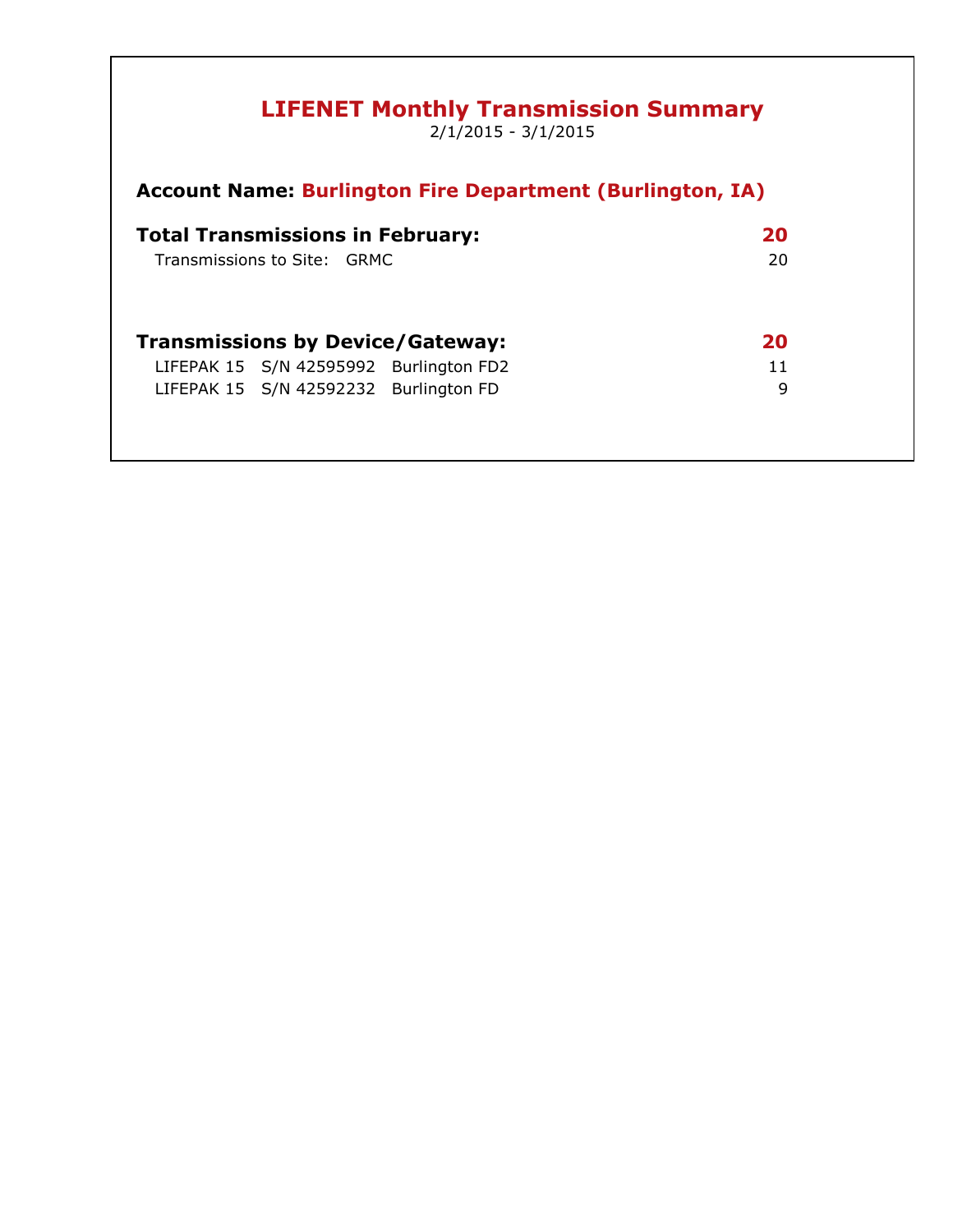# LIFENET Monthly Transmission Summary

2/1/2015 - 3/1/2015

**Account Name: Burlington Fire Department (Burlington, IA)**

| | |
|---|---|
| **Total Transmissions in February:** | **20** |
| Transmissions to Site: GRMC | 20 |

| | |
|---|---|
| **Transmissions by Device/Gateway:** | **20** |
| LIFEPAK 15 S/N 42595992 Burlington FD2 | 11 |
| LIFEPAK 15 S/N 42592232 Burlington FD | 9 |